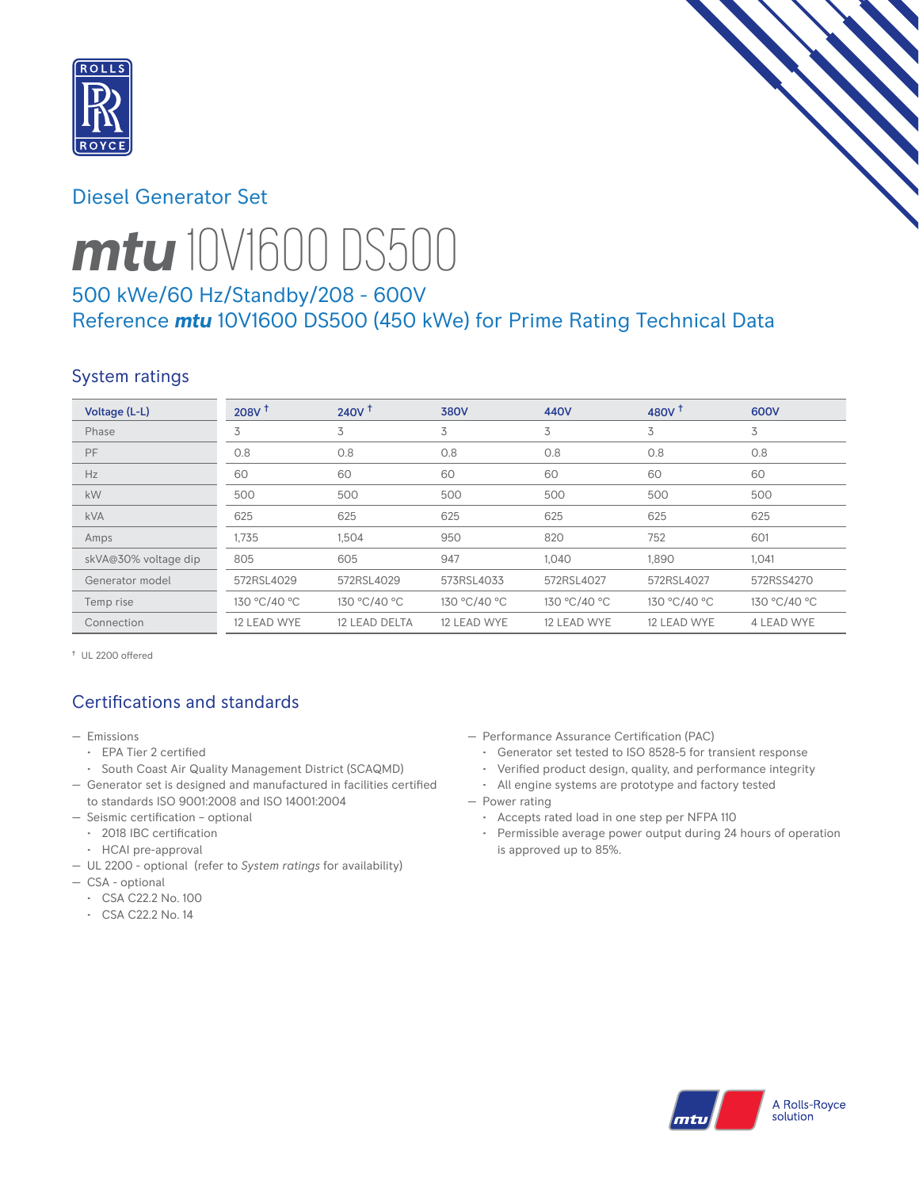Diesel Generator Set

# mtu 10V1600 DS500

## 500 kWe/60 Hz/Standby/208 - 600V
## Reference mtu 10V1600 DS500 (450 kWe) for Prime Rating Technical Data

### System ratings

| Voltage (L-L) | 208V † | 240V † | 380V | 440V | 480V † | 600V |
|---|---|---|---|---|---|---|
| Phase | 3 | 3 | 3 | 3 | 3 | 3 |
| PF | 0.8 | 0.8 | 0.8 | 0.8 | 0.8 | 0.8 |
| Hz | 60 | 60 | 60 | 60 | 60 | 60 |
| kW | 500 | 500 | 500 | 500 | 500 | 500 |
| kVA | 625 | 625 | 625 | 625 | 625 | 625 |
| Amps | 1,735 | 1,504 | 950 | 820 | 752 | 601 |
| skVA@30% voltage dip | 805 | 605 | 947 | 1,040 | 1,890 | 1,041 |
| Generator model | 572RSL4029 | 572RSL4029 | 573RSL4033 | 572RSL4027 | 572RSL4027 | 572RSS4270 |
| Temp rise | 130 °C/40 °C | 130 °C/40 °C | 130 °C/40 °C | 130 °C/40 °C | 130 °C/40 °C | 130 °C/40 °C |
| Connection | 12 LEAD WYE | 12 LEAD DELTA | 12 LEAD WYE | 12 LEAD WYE | 12 LEAD WYE | 4 LEAD WYE |

† UL 2200 offered

### Certifications and standards

- Emissions
  - EPA Tier 2 certified
  - South Coast Air Quality Management District (SCAQMD)
- Generator set is designed and manufactured in facilities certified to standards ISO 9001:2008 and ISO 14001:2004
- Seismic certification – optional
  - 2018 IBC certification
  - HCAI pre-approval
- UL 2200 - optional (refer to *System ratings* for availability)
- CSA - optional
  - CSA C22.2 No. 100
  - CSA C22.2 No. 14
- Performance Assurance Certification (PAC)
  - Generator set tested to ISO 8528-5 for transient response
  - Verified product design, quality, and performance integrity
  - All engine systems are prototype and factory tested
- Power rating
  - Accepts rated load in one step per NFPA 110
  - Permissible average power output during 24 hours of operation is approved up to 85%.

A Rolls-Royce solution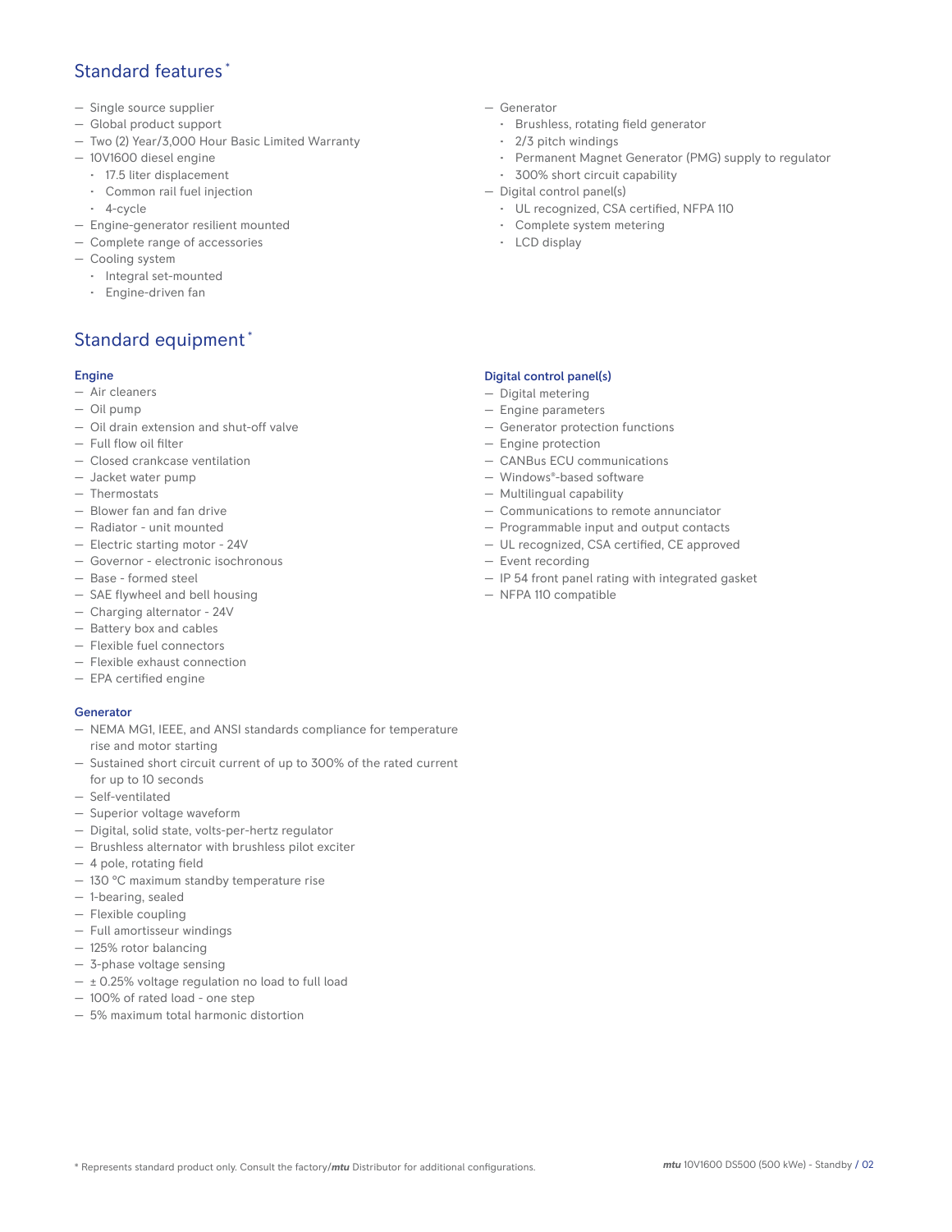## Standard features *

- Single source supplier
- Global product support
- Two (2) Year/3,000 Hour Basic Limited Warranty
- 10V1600 diesel engine
  - 17.5 liter displacement
  - Common rail fuel injection
  - 4-cycle
- Engine-generator resilient mounted
- Complete range of accessories
- Cooling system
  - Integral set-mounted
  - Engine-driven fan
- Generator
  - Brushless, rotating field generator
  - 2/3 pitch windings
  - Permanent Magnet Generator (PMG) supply to regulator
  - 300% short circuit capability
- Digital control panel(s)
  - UL recognized, CSA certified, NFPA 110
  - Complete system metering
  - LCD display

## Standard equipment *

### Engine

- Air cleaners
- Oil pump
- Oil drain extension and shut-off valve
- Full flow oil filter
- Closed crankcase ventilation
- Jacket water pump
- Thermostats
- Blower fan and fan drive
- Radiator - unit mounted
- Electric starting motor - 24V
- Governor - electronic isochronous
- Base - formed steel
- SAE flywheel and bell housing
- Charging alternator - 24V
- Battery box and cables
- Flexible fuel connectors
- Flexible exhaust connection
- EPA certified engine

### Generator

- NEMA MG1, IEEE, and ANSI standards compliance for temperature rise and motor starting
- Sustained short circuit current of up to 300% of the rated current for up to 10 seconds
- Self-ventilated
- Superior voltage waveform
- Digital, solid state, volts-per-hertz regulator
- Brushless alternator with brushless pilot exciter
- 4 pole, rotating field
- 130 °C maximum standby temperature rise
- 1-bearing, sealed
- Flexible coupling
- Full amortisseur windings
- 125% rotor balancing
- 3-phase voltage sensing
- ± 0.25% voltage regulation no load to full load
- 100% of rated load - one step
- 5% maximum total harmonic distortion

### Digital control panel(s)

- Digital metering
- Engine parameters
- Generator protection functions
- Engine protection
- CANBus ECU communications
- Windows®-based software
- Multilingual capability
- Communications to remote annunciator
- Programmable input and output contacts
- UL recognized, CSA certified, CE approved
- Event recording
- IP 54 front panel rating with integrated gasket
- NFPA 110 compatible

\* Represents standard product only. Consult the factory/*mtu* Distributor for additional configurations.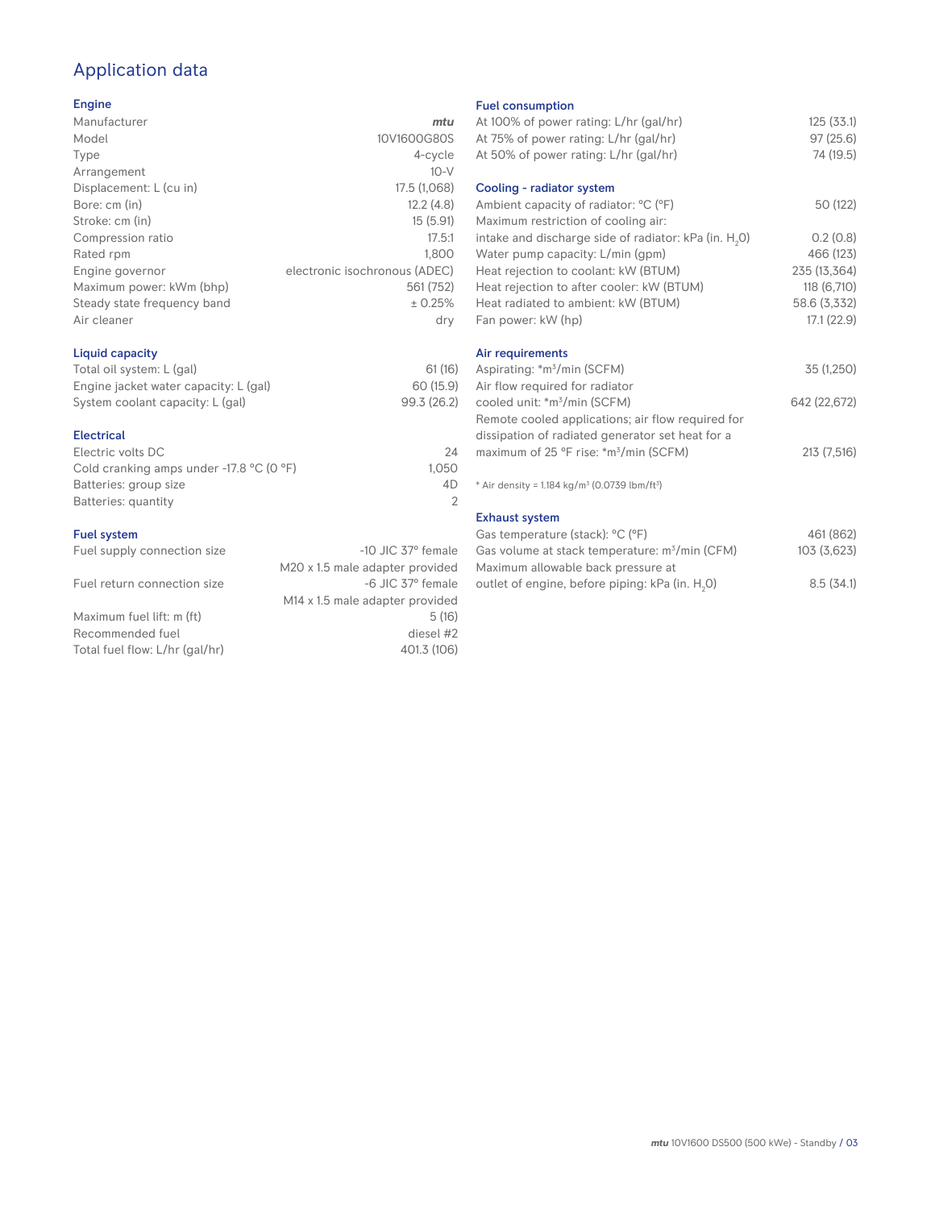# Application data

## Engine

| | |
|---|---|
| Manufacturer | *mtu* |
| Model | 10V1600G80S |
| Type | 4-cycle |
| Arrangement | 10-V |
| Displacement: L (cu in) | 17.5 (1,068) |
| Bore: cm (in) | 12.2 (4.8) |
| Stroke: cm (in) | 15 (5.91) |
| Compression ratio | 17.5:1 |
| Rated rpm | 1,800 |
| Engine governor | electronic isochronous (ADEC) |
| Maximum power: kWm (bhp) | 561 (752) |
| Steady state frequency band | ± 0.25% |
| Air cleaner | dry |

## Liquid capacity

| | |
|---|---|
| Total oil system: L (gal) | 61 (16) |
| Engine jacket water capacity: L (gal) | 60 (15.9) |
| System coolant capacity: L (gal) | 99.3 (26.2) |

## Electrical

| | |
|---|---|
| Electric volts DC | 24 |
| Cold cranking amps under -17.8 °C (0 °F) | 1,050 |
| Batteries: group size | 4D |
| Batteries: quantity | 2 |

## Fuel system

| | |
|---|---|
| Fuel supply connection size | -10 JIC 37° female<br>M20 x 1.5 male adapter provided |
| Fuel return connection size | -6 JIC 37° female<br>M14 x 1.5 male adapter provided |
| Maximum fuel lift: m (ft) | 5 (16) |
| Recommended fuel | diesel #2 |
| Total fuel flow: L/hr (gal/hr) | 401.3 (106) |

## Fuel consumption

| | |
|---|---|
| At 100% of power rating: L/hr (gal/hr) | 125 (33.1) |
| At 75% of power rating: L/hr (gal/hr) | 97 (25.6) |
| At 50% of power rating: L/hr (gal/hr) | 74 (19.5) |

## Cooling - radiator system

| | |
|---|---|
| Ambient capacity of radiator: °C (°F) | 50 (122) |
| Maximum restriction of cooling air: intake and discharge side of radiator: kPa (in. $H_2O$) | 0.2 (0.8) |
| Water pump capacity: L/min (gpm) | 466 (123) |
| Heat rejection to coolant: kW (BTUM) | 235 (13,364) |
| Heat rejection to after cooler: kW (BTUM) | 118 (6,710) |
| Heat radiated to ambient: kW (BTUM) | 58.6 (3,332) |
| Fan power: kW (hp) | 17.1 (22.9) |

## Air requirements

| | |
|---|---|
| Aspirating: *$m^3$/min (SCFM) | 35 (1,250) |
| Air flow required for radiator cooled unit: *$m^3$/min (SCFM) | 642 (22,672) |
| Remote cooled applications; air flow required for dissipation of radiated generator set heat for a maximum of 25 °F rise: *$m^3$/min (SCFM) | 213 (7,516) |

* Air density = 1.184 kg/$m^3$ (0.0739 lbm/$ft^3$)

## Exhaust system

| | |
|---|---|
| Gas temperature (stack): °C (°F) | 461 (862) |
| Gas volume at stack temperature: $m^3$/min (CFM) | 103 (3,623) |
| Maximum allowable back pressure at outlet of engine, before piping: kPa (in. $H_2O$) | 8.5 (34.1) |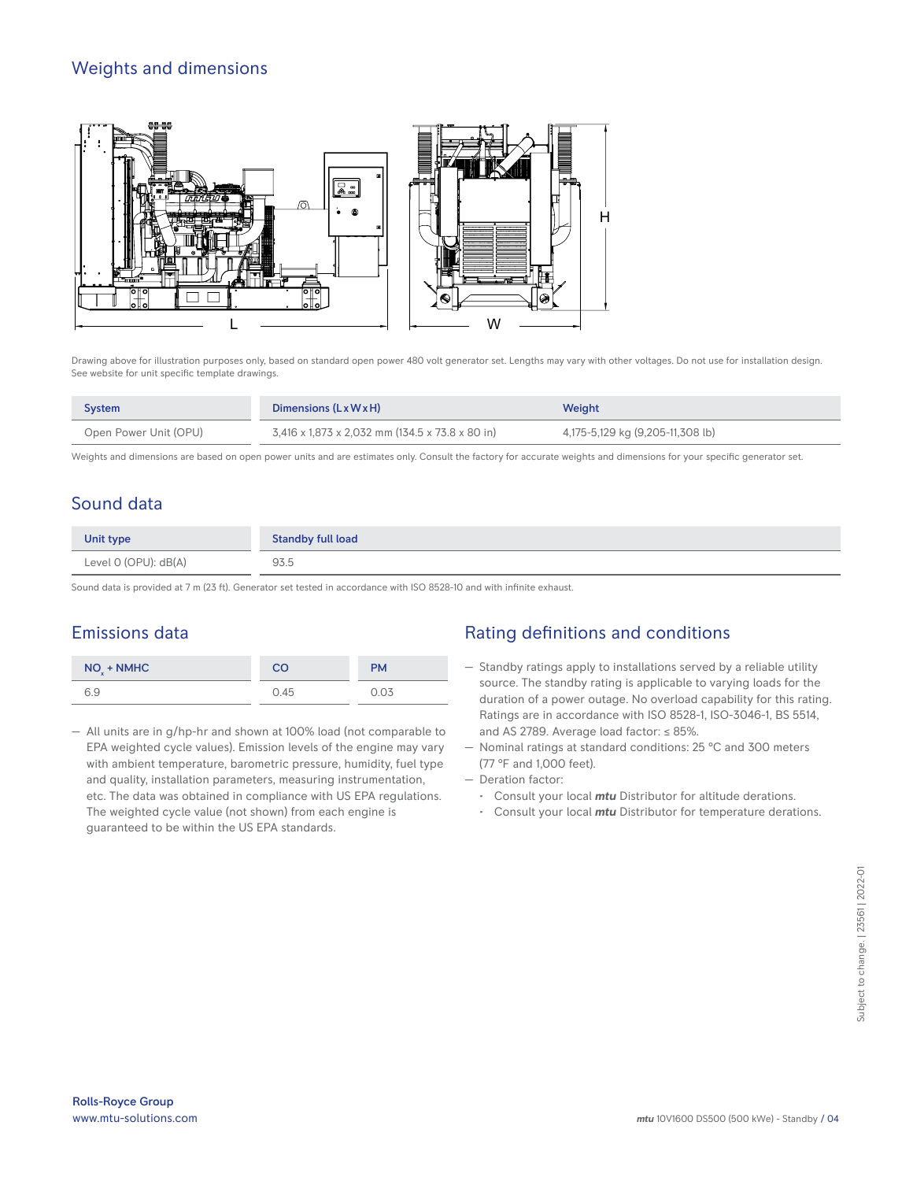## Weights and dimensions

L

W

H

Drawing above for illustration purposes only, based on standard open power 480 volt generator set. Lengths may vary with other voltages. Do not use for installation design. See website for unit specific template drawings.

| System | Dimensions (L x W x H) | Weight |
|---|---|---|
| Open Power Unit (OPU) | 3,416 x 1,873 x 2,032 mm (134.5 x 73.8 x 80 in) | 4,175-5,129 kg (9,205-11,308 lb) |

Weights and dimensions are based on open power units and are estimates only. Consult the factory for accurate weights and dimensions for your specific generator set.

## Sound data

| Unit type | Standby full load |
|---|---|
| Level 0 (OPU): dB(A) | 93.5 |

Sound data is provided at 7 m (23 ft). Generator set tested in accordance with ISO 8528-10 and with infinite exhaust.

## Emissions data

| $NO_x$ + NMHC | CO | PM |
|---|---|---|
| 6.9 | 0.45 | 0.03 |

— All units are in g/hp-hr and shown at 100% load (not comparable to EPA weighted cycle values). Emission levels of the engine may vary with ambient temperature, barometric pressure, humidity, fuel type and quality, installation parameters, measuring instrumentation, etc. The data was obtained in compliance with US EPA regulations. The weighted cycle value (not shown) from each engine is guaranteed to be within the US EPA standards.

## Rating definitions and conditions

— Standby ratings apply to installations served by a reliable utility source. The standby rating is applicable to varying loads for the duration of a power outage. No overload capability for this rating. Ratings are in accordance with ISO 8528-1, ISO-3046-1, BS 5514, and AS 2789. Average load factor: ≤ 85%.

— Nominal ratings at standard conditions: 25 °C and 300 meters (77 °F and 1,000 feet).

— Deration factor:

- Consult your local ***mtu*** Distributor for altitude derations.
- Consult your local ***mtu*** Distributor for temperature derations.